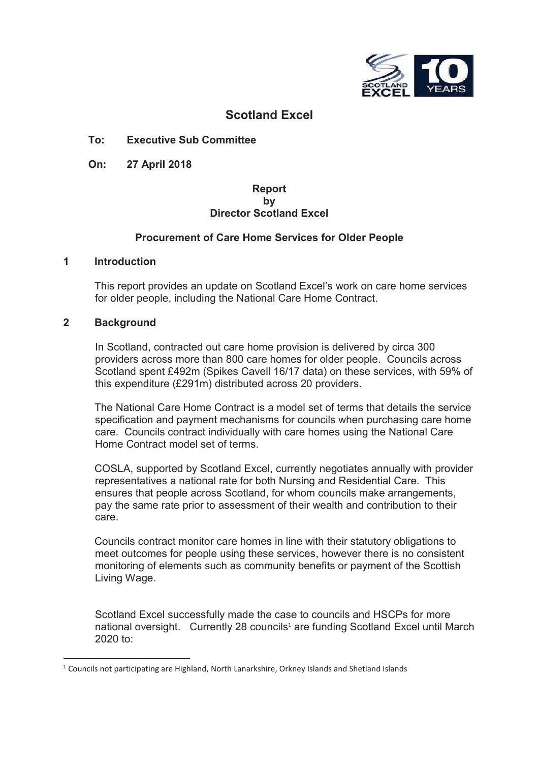# Scotland Excel

**To: Executive Sub Committee**

**On: 27 April 2018**

**Report by Director Scotland Excel**

**Procurement of Care Home Services for Older People**

## 1 Introduction

This report provides an update on Scotland Excel's work on care home services for older people, including the National Care Home Contract.

## 2 Background

In Scotland, contracted out care home provision is delivered by circa 300 providers across more than 800 care homes for older people. Councils across Scotland spent £492m (Spikes Cavell 16/17 data) on these services, with 59% of this expenditure (£291m) distributed across 20 providers.

The National Care Home Contract is a model set of terms that details the service specification and payment mechanisms for councils when purchasing care home care. Councils contract individually with care homes using the National Care Home Contract model set of terms.

COSLA, supported by Scotland Excel, currently negotiates annually with provider representatives a national rate for both Nursing and Residential Care. This ensures that people across Scotland, for whom councils make arrangements, pay the same rate prior to assessment of their wealth and contribution to their care.

Councils contract monitor care homes in line with their statutory obligations to meet outcomes for people using these services, however there is no consistent monitoring of elements such as community benefits or payment of the Scottish Living Wage.

Scotland Excel successfully made the case to councils and HSCPs for more national oversight. Currently 28 councils[1] are funding Scotland Excel until March 2020 to:

[1] Councils not participating are Highland, North Lanarkshire, Orkney Islands and Shetland Islands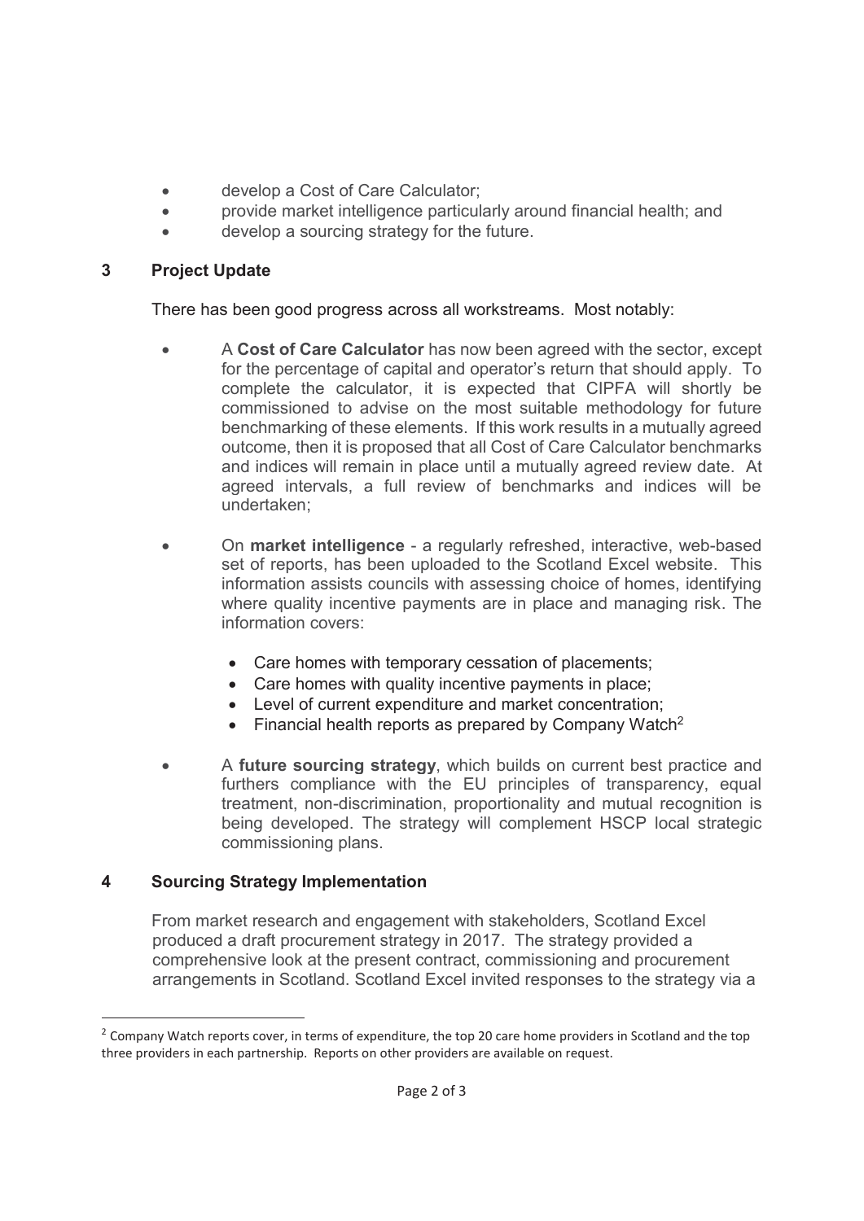- develop a Cost of Care Calculator;
- provide market intelligence particularly around financial health; and
- develop a sourcing strategy for the future.

## 3 Project Update

There has been good progress across all workstreams. Most notably:

- A **Cost of Care Calculator** has now been agreed with the sector, except for the percentage of capital and operator's return that should apply. To complete the calculator, it is expected that CIPFA will shortly be commissioned to advise on the most suitable methodology for future benchmarking of these elements. If this work results in a mutually agreed outcome, then it is proposed that all Cost of Care Calculator benchmarks and indices will remain in place until a mutually agreed review date. At agreed intervals, a full review of benchmarks and indices will be undertaken;

- On **market intelligence** - a regularly refreshed, interactive, web-based set of reports, has been uploaded to the Scotland Excel website. This information assists councils with assessing choice of homes, identifying where quality incentive payments are in place and managing risk. The information covers:

  - Care homes with temporary cessation of placements;
  - Care homes with quality incentive payments in place;
  - Level of current expenditure and market concentration;
  - Financial health reports as prepared by Company Watch[2]

- A **future sourcing strategy**, which builds on current best practice and furthers compliance with the EU principles of transparency, equal treatment, non-discrimination, proportionality and mutual recognition is being developed. The strategy will complement HSCP local strategic commissioning plans.

## 4 Sourcing Strategy Implementation

From market research and engagement with stakeholders, Scotland Excel produced a draft procurement strategy in 2017. The strategy provided a comprehensive look at the present contract, commissioning and procurement arrangements in Scotland. Scotland Excel invited responses to the strategy via a

---

[2] Company Watch reports cover, in terms of expenditure, the top 20 care home providers in Scotland and the top three providers in each partnership. Reports on other providers are available on request.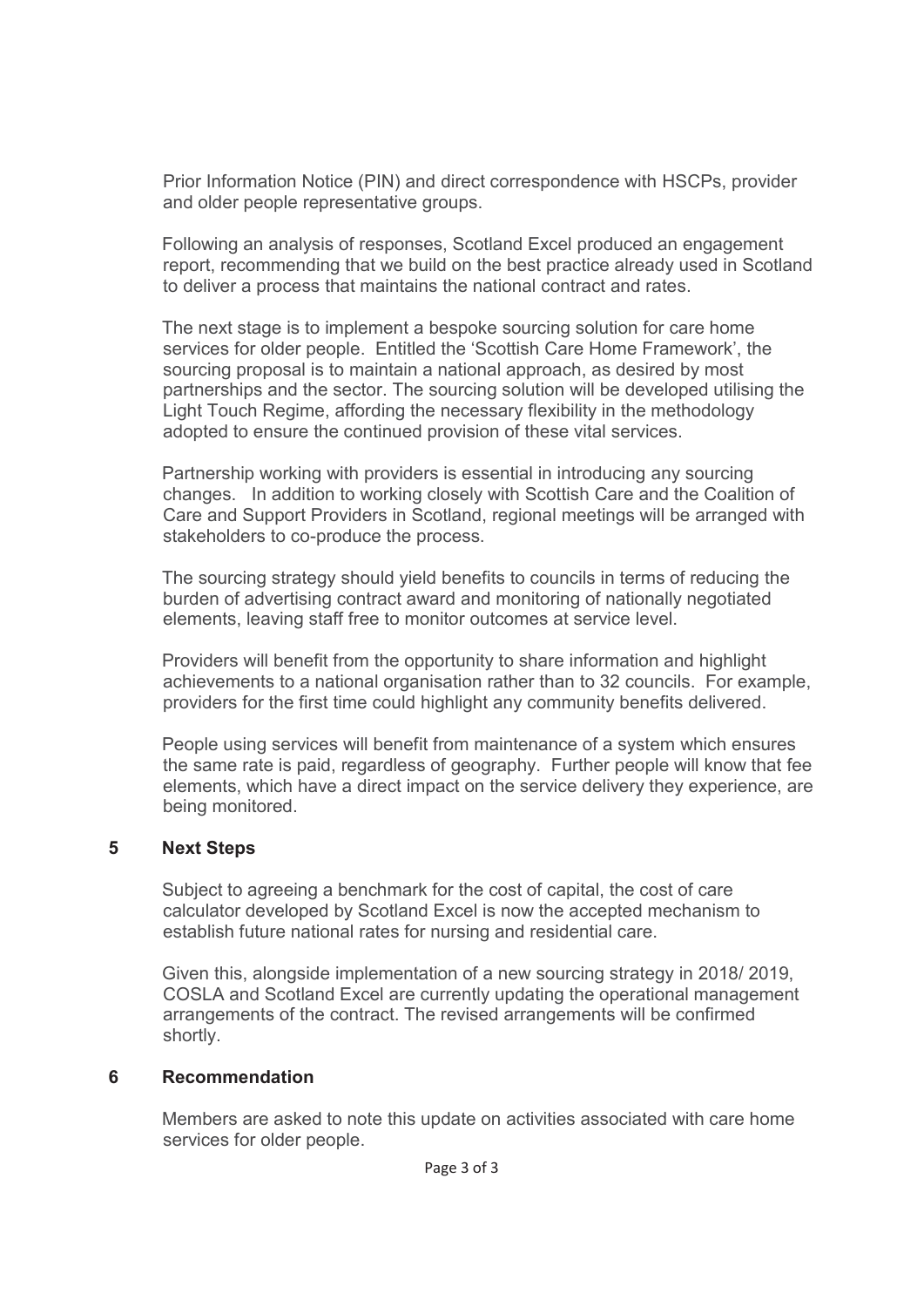Prior Information Notice (PIN) and direct correspondence with HSCPs, provider and older people representative groups.

Following an analysis of responses, Scotland Excel produced an engagement report, recommending that we build on the best practice already used in Scotland to deliver a process that maintains the national contract and rates.

The next stage is to implement a bespoke sourcing solution for care home services for older people. Entitled the 'Scottish Care Home Framework', the sourcing proposal is to maintain a national approach, as desired by most partnerships and the sector. The sourcing solution will be developed utilising the Light Touch Regime, affording the necessary flexibility in the methodology adopted to ensure the continued provision of these vital services.

Partnership working with providers is essential in introducing any sourcing changes. In addition to working closely with Scottish Care and the Coalition of Care and Support Providers in Scotland, regional meetings will be arranged with stakeholders to co-produce the process.

The sourcing strategy should yield benefits to councils in terms of reducing the burden of advertising contract award and monitoring of nationally negotiated elements, leaving staff free to monitor outcomes at service level.

Providers will benefit from the opportunity to share information and highlight achievements to a national organisation rather than to 32 councils. For example, providers for the first time could highlight any community benefits delivered.

People using services will benefit from maintenance of a system which ensures the same rate is paid, regardless of geography. Further people will know that fee elements, which have a direct impact on the service delivery they experience, are being monitored.

## 5 Next Steps

Subject to agreeing a benchmark for the cost of capital, the cost of care calculator developed by Scotland Excel is now the accepted mechanism to establish future national rates for nursing and residential care.

Given this, alongside implementation of a new sourcing strategy in 2018/ 2019, COSLA and Scotland Excel are currently updating the operational management arrangements of the contract. The revised arrangements will be confirmed shortly.

## 6 Recommendation

Members are asked to note this update on activities associated with care home services for older people.